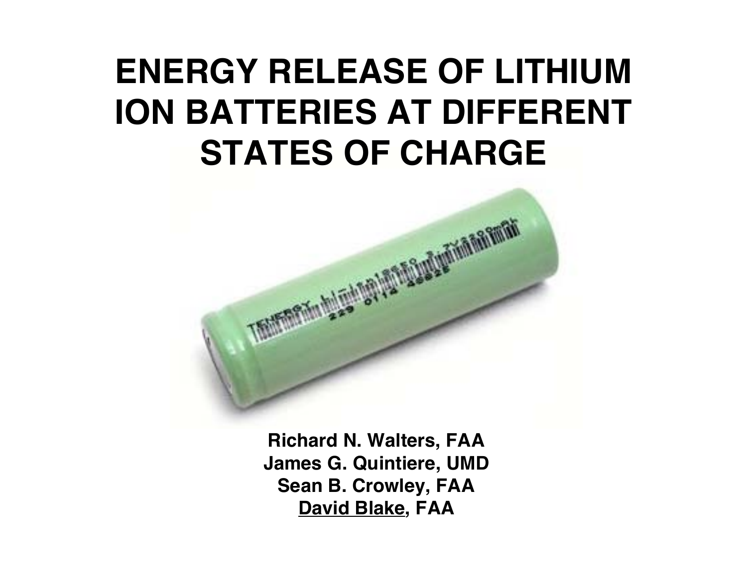# ENERGY RELEASE OF LITHIUM ION BATTERIES AT DIFFERENT STATES OF CHARGE

**Richard N. Walters, FAA**
**James G. Quintiere, UMD**
**Sean B. Crowley, FAA**
**David Blake, FAA**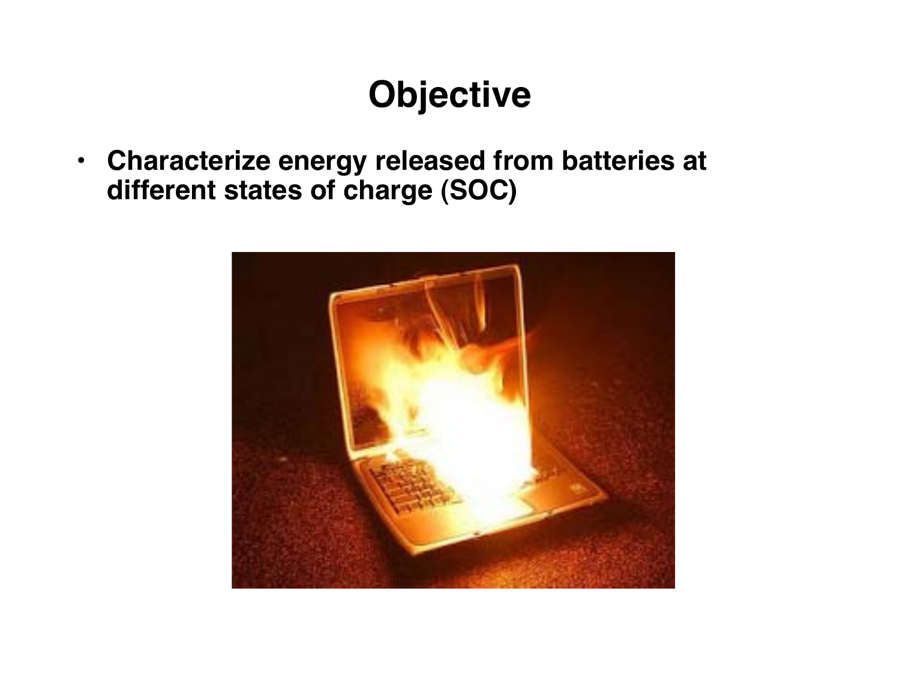# Objective

- Characterize energy released from batteries at different states of charge (SOC)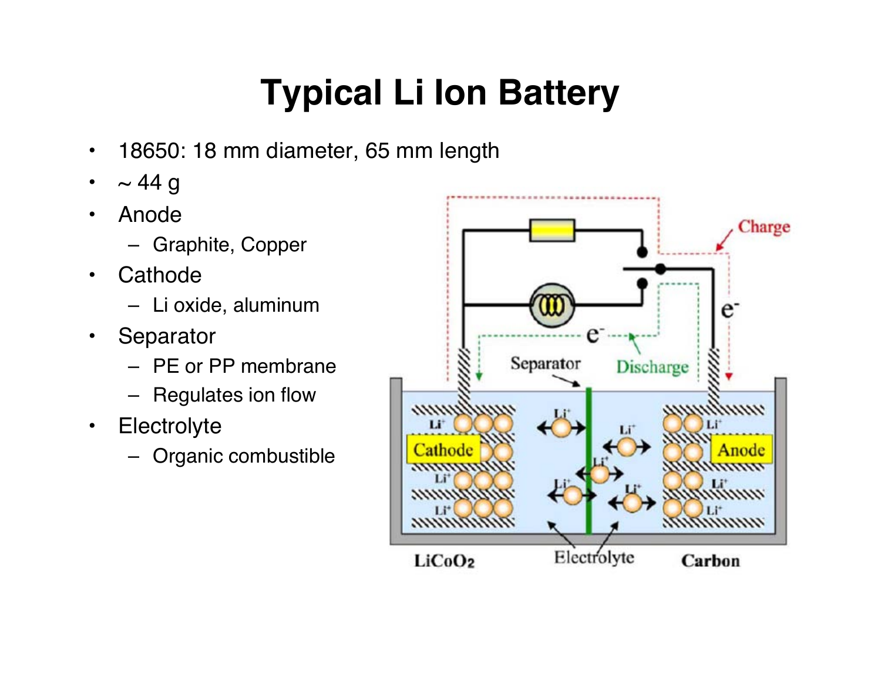# Typical Li Ion Battery

- 18650: 18 mm diameter, 65 mm length
- ~ 44 g
- Anode
  - Graphite, Copper
- Cathode
  - Li oxide, aluminum
- Separator
  - PE or PP membrane
  - Regulates ion flow
- Electrolyte
  - Organic combustible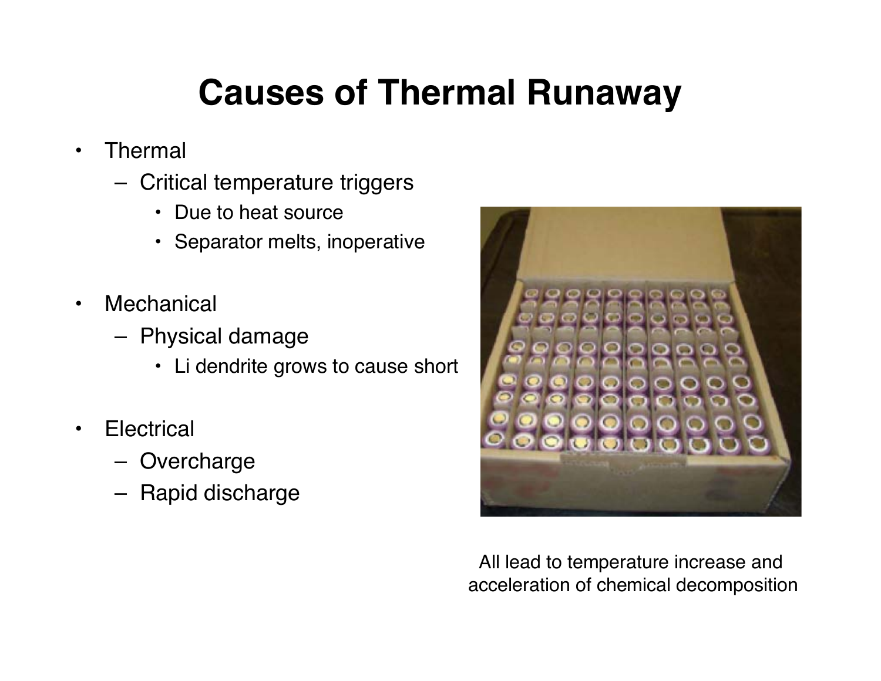# Causes of Thermal Runaway

- Thermal
  - Critical temperature triggers
    - Due to heat source
    - Separator melts, inoperative
- Mechanical
  - Physical damage
    - Li dendrite grows to cause short
- Electrical
  - Overcharge
  - Rapid discharge

All lead to temperature increase and acceleration of chemical decomposition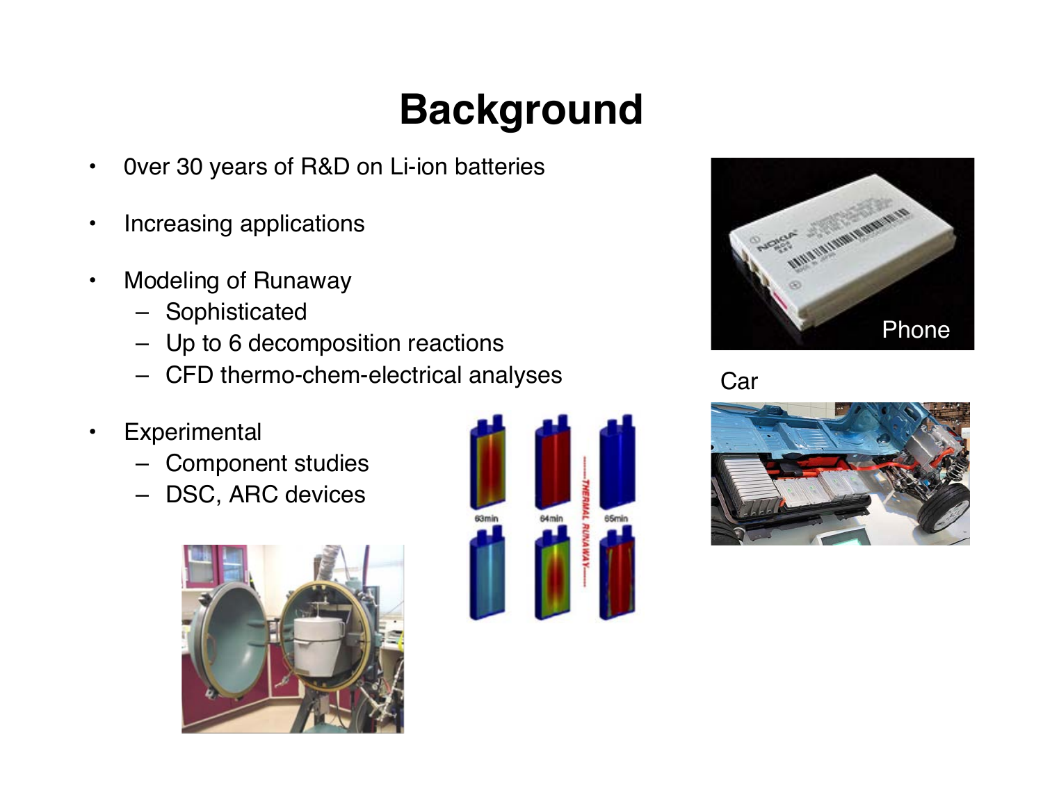# Background

- 0ver 30 years of R&D on Li-ion batteries
- Increasing applications
- Modeling of Runaway
  - Sophisticated
  - Up to 6 decomposition reactions
  - CFD thermo-chem-electrical analyses
- Experimental
  - Component studies
  - DSC, ARC devices

Phone

Car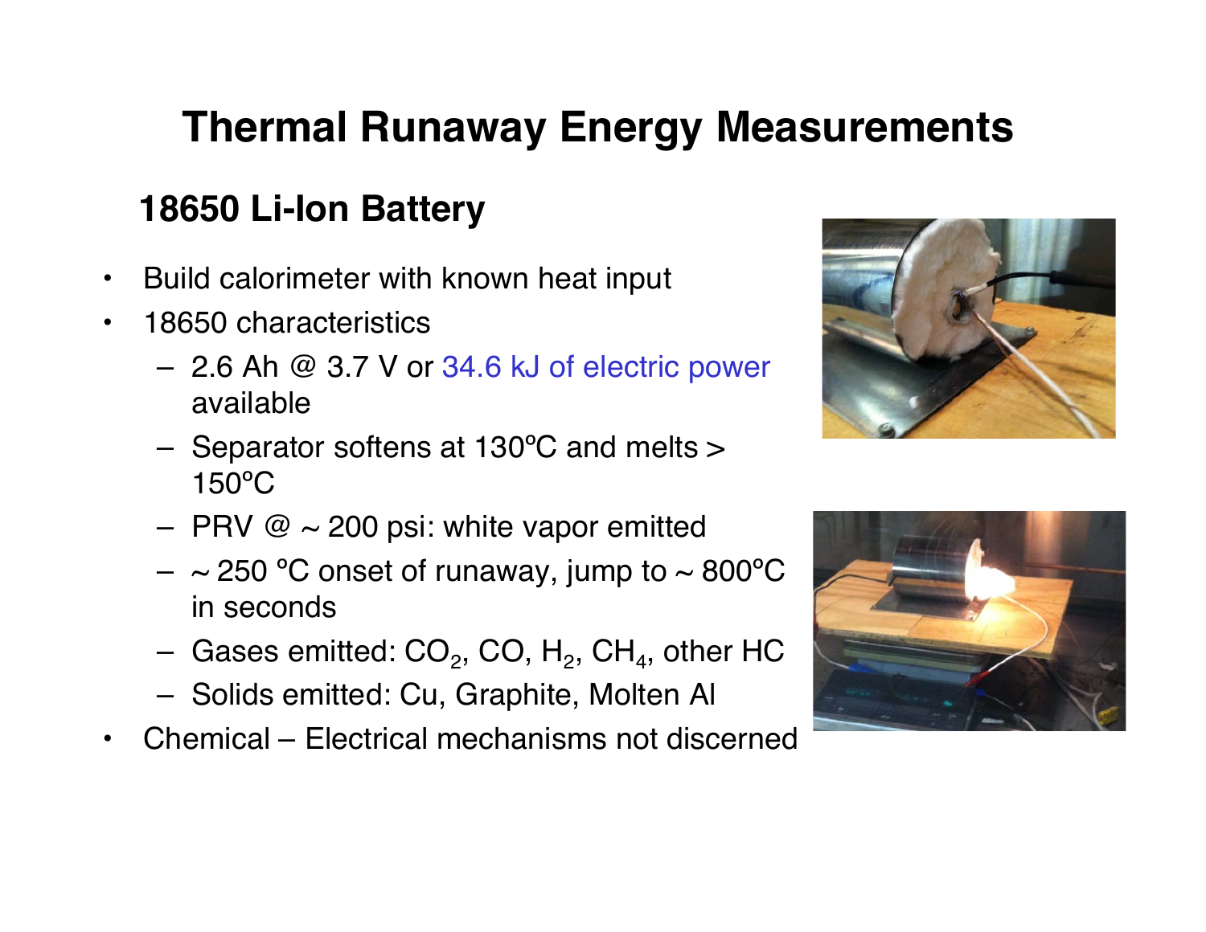# Thermal Runaway Energy Measurements

## 18650 Li-Ion Battery

- Build calorimeter with known heat input
- 18650 characteristics
  - 2.6 Ah @ 3.7 V or 34.6 kJ of electric power available
  - Separator softens at 130ºC and melts > 150ºC
  - PRV @ ~ 200 psi: white vapor emitted
  - ~ 250 ºC onset of runaway, jump to ~ 800ºC in seconds
  - Gases emitted: $CO_2$, CO, $H_2$, $CH_4$, other HC
  - Solids emitted: Cu, Graphite, Molten Al
- Chemical – Electrical mechanisms not discerned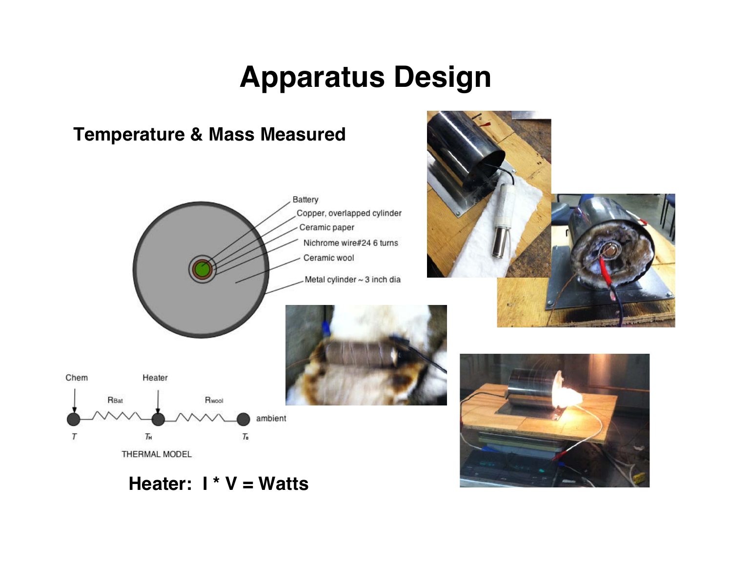# Apparatus Design

## Temperature & Mass Measured

Battery

Copper, overlapped cylinder

Ceramic paper

Nichrome wire#24 6 turns

Ceramic wool

Metal cylinder ~ 3 inch dia

Chem

Heater

$R_{Bat}$

$R_{wool}$

ambient

$T$

$T_H$

$T_0$

THERMAL MODEL

**Heater: I * V = Watts**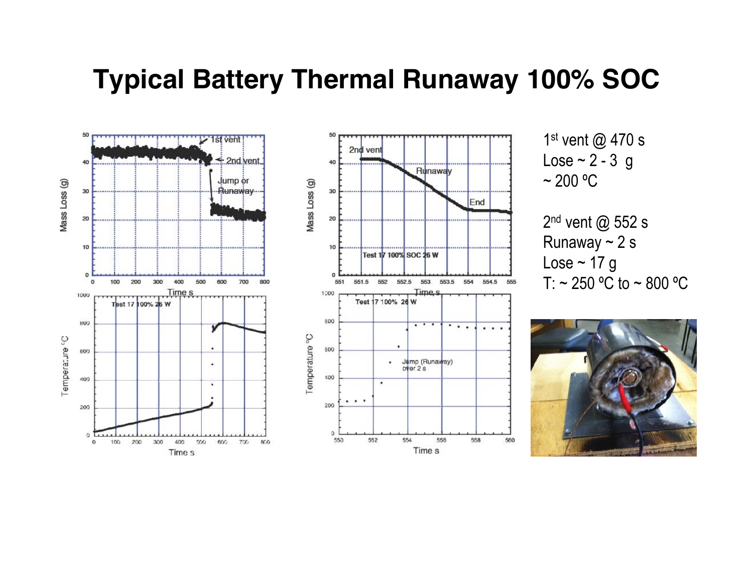# Typical Battery Thermal Runaway 100% SOC

1[st] vent @ 470 s
Lose ~ 2 - 3 g
~ 200 ºC

2[nd] vent @ 552 s
Runaway ~ 2 s
Lose ~ 17 g
T: ~ 250 ºC to ~ 800 ºC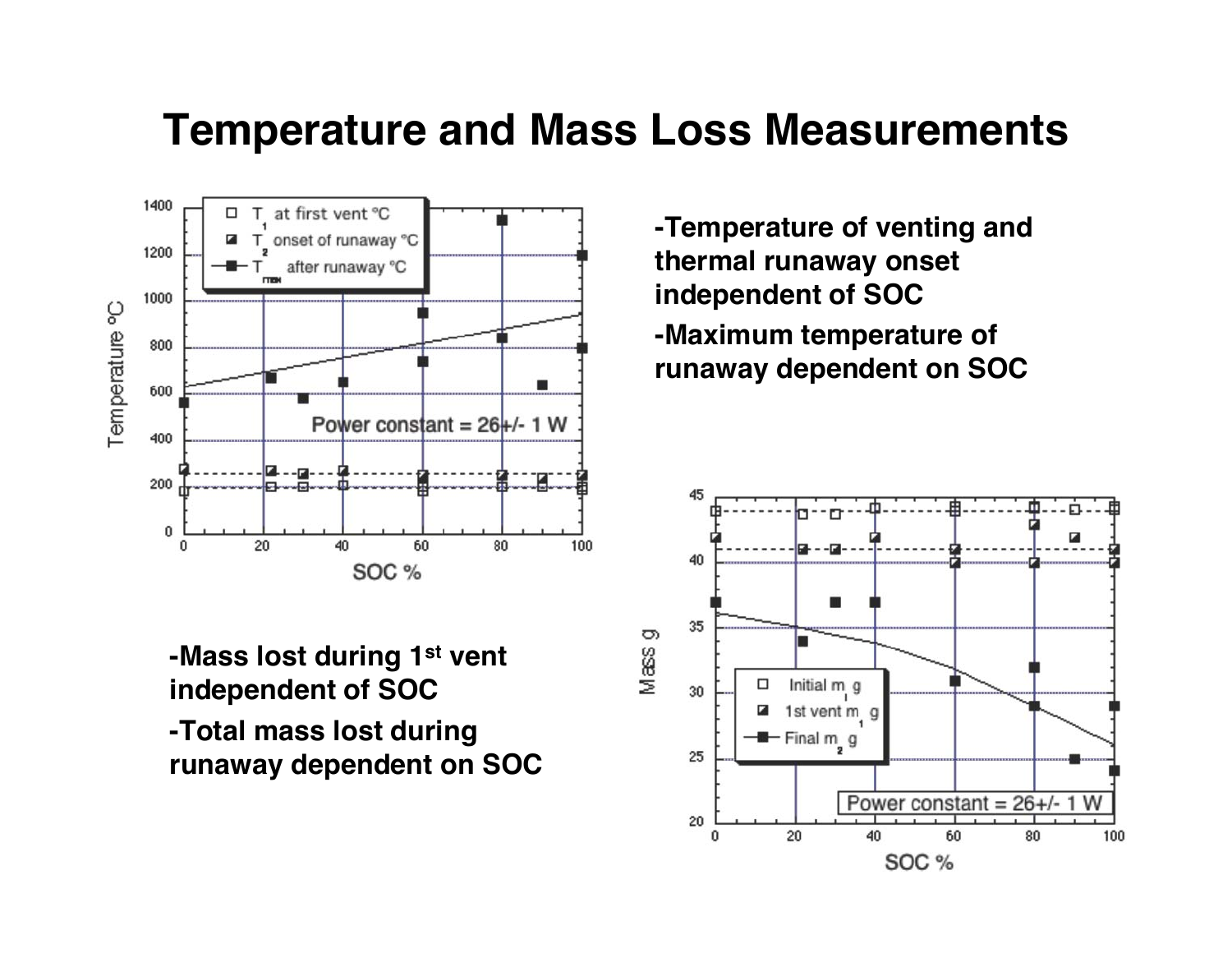# Temperature and Mass Loss Measurements

- Temperature of venting and thermal runaway onset independent of SOC
- Maximum temperature of runaway dependent on SOC

- Mass lost during 1[st] vent independent of SOC
- Total mass lost during runaway dependent on SOC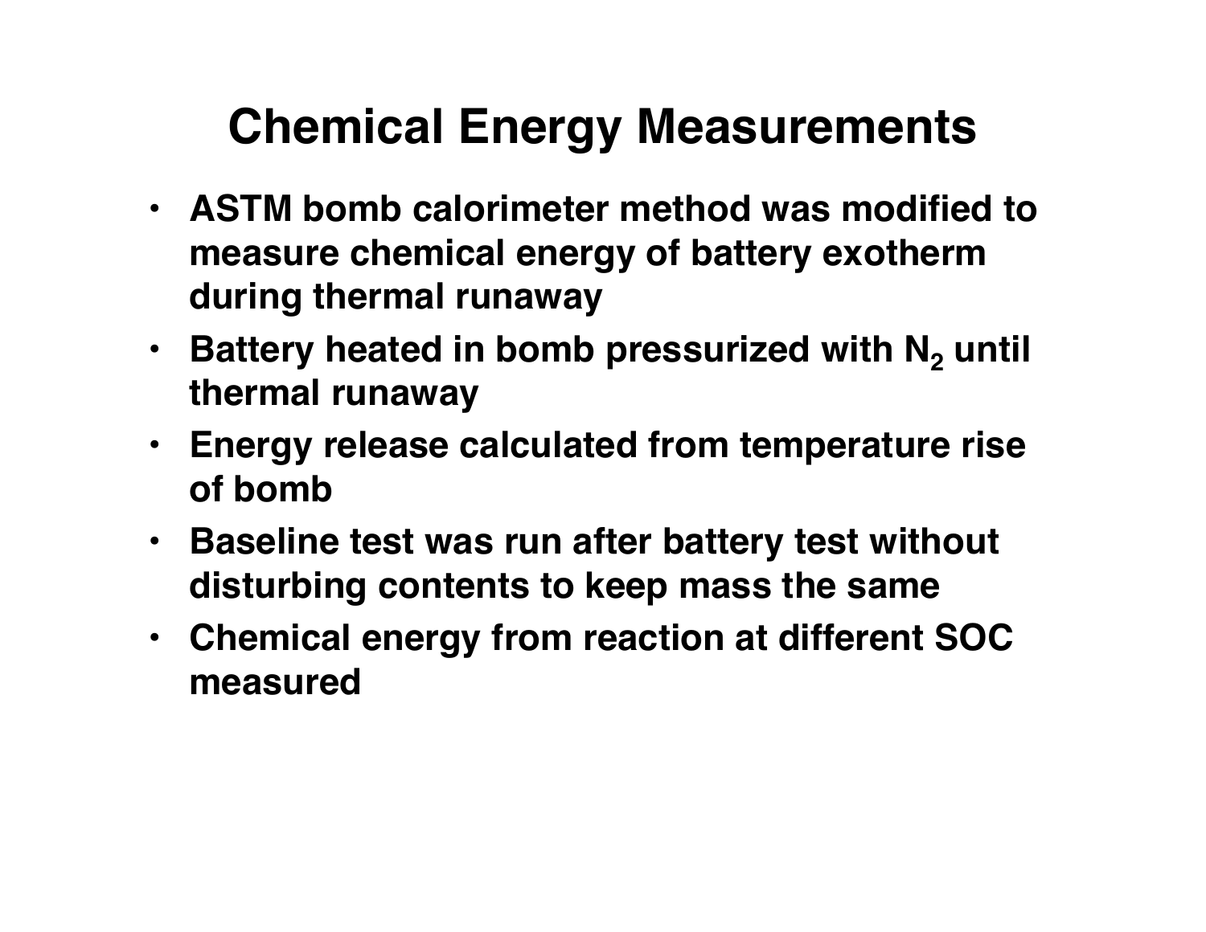# Chemical Energy Measurements

- ASTM bomb calorimeter method was modified to measure chemical energy of battery exotherm during thermal runaway
- Battery heated in bomb pressurized with $N_2$ until thermal runaway
- Energy release calculated from temperature rise of bomb
- Baseline test was run after battery test without disturbing contents to keep mass the same
- Chemical energy from reaction at different SOC measured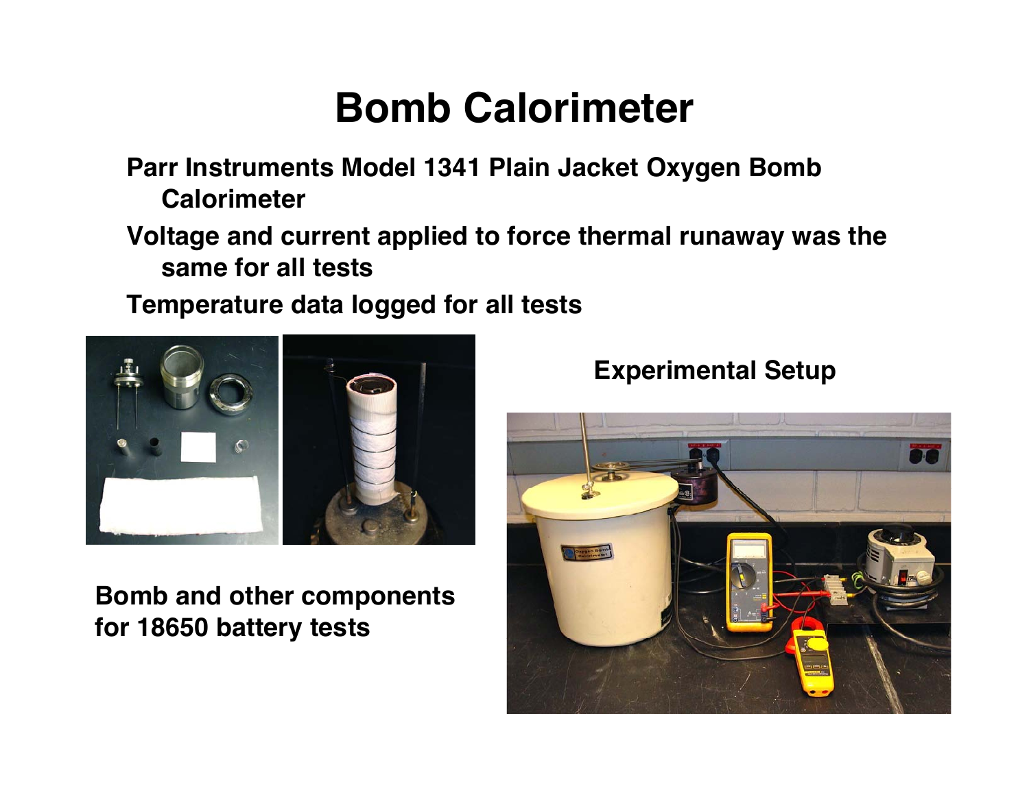# Bomb Calorimeter

- Parr Instruments Model 1341 Plain Jacket Oxygen Bomb Calorimeter
- Voltage and current applied to force thermal runaway was the same for all tests
- Temperature data logged for all tests

**Bomb and other components for 18650 battery tests**

**Experimental Setup**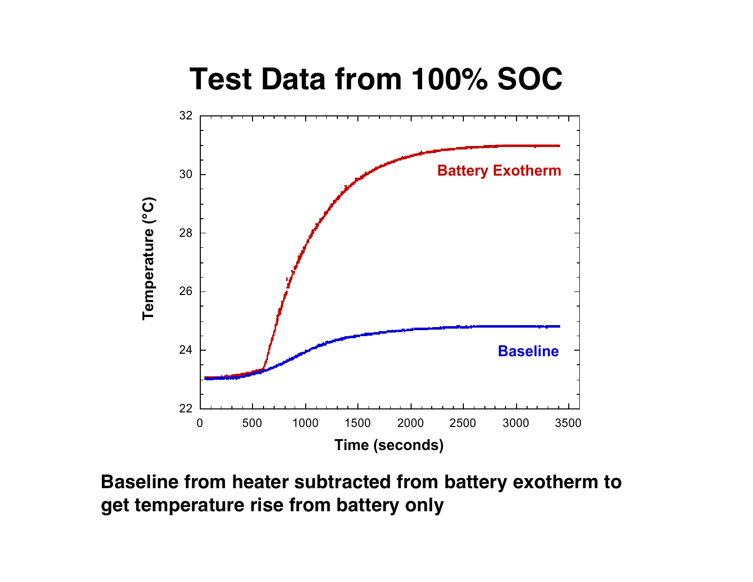# Test Data from 100% SOC

**Baseline from heater subtracted from battery exotherm to get temperature rise from battery only**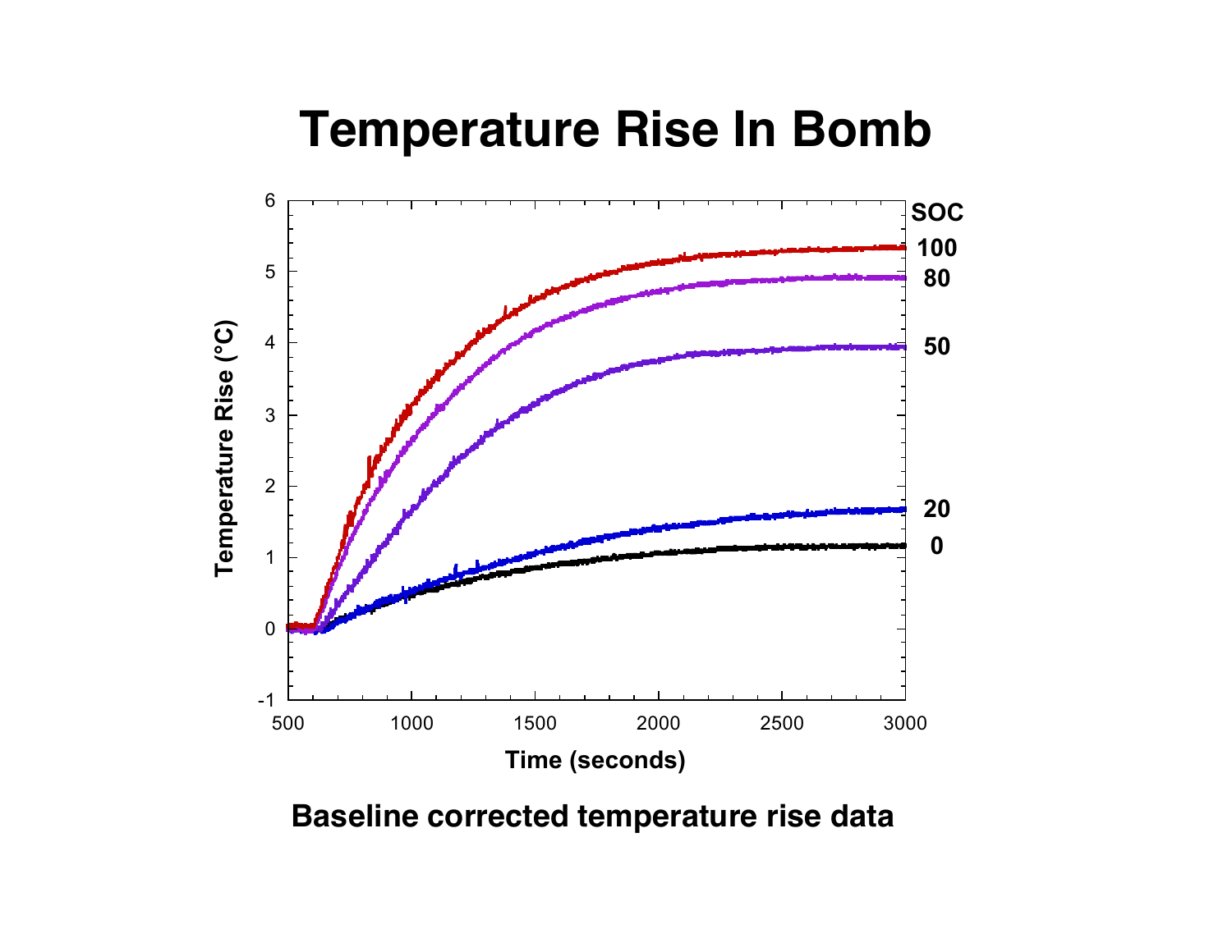# Temperature Rise In Bomb

**Baseline corrected temperature rise data**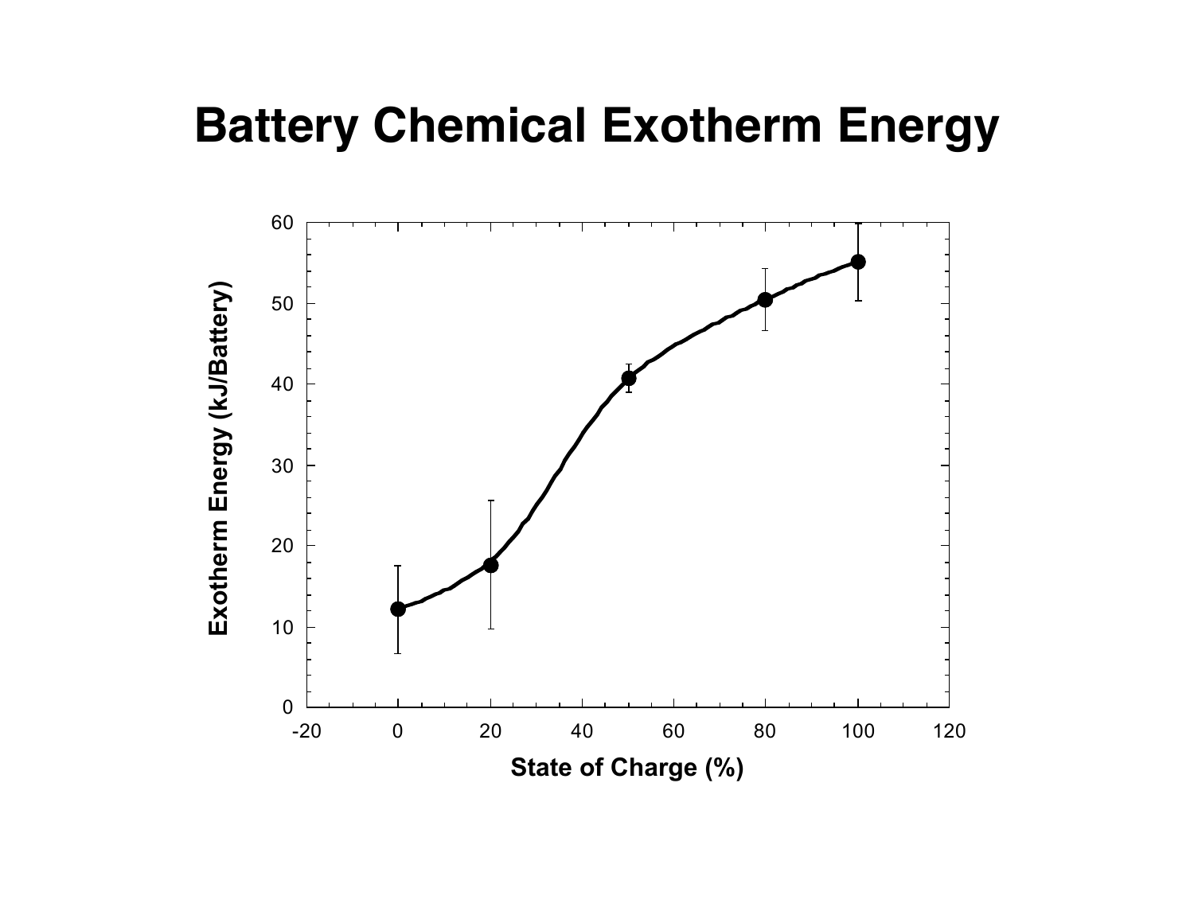# Battery Chemical Exotherm Energy

Exotherm Energy (kJ/Battery)

State of Charge (%)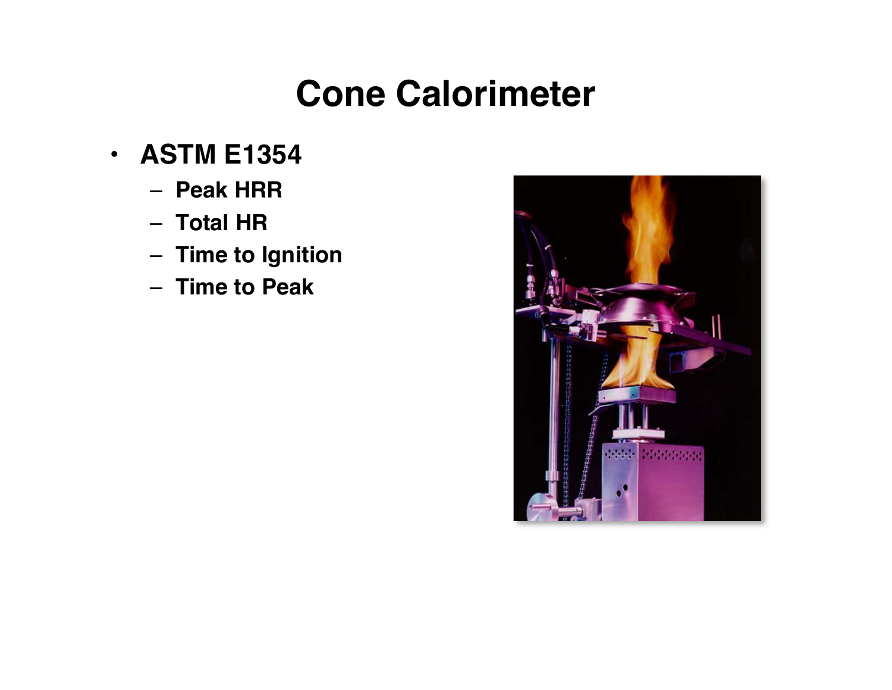# Cone Calorimeter

- **ASTM E1354**
  - **Peak HRR**
  - **Total HR**
  - **Time to Ignition**
  - **Time to Peak**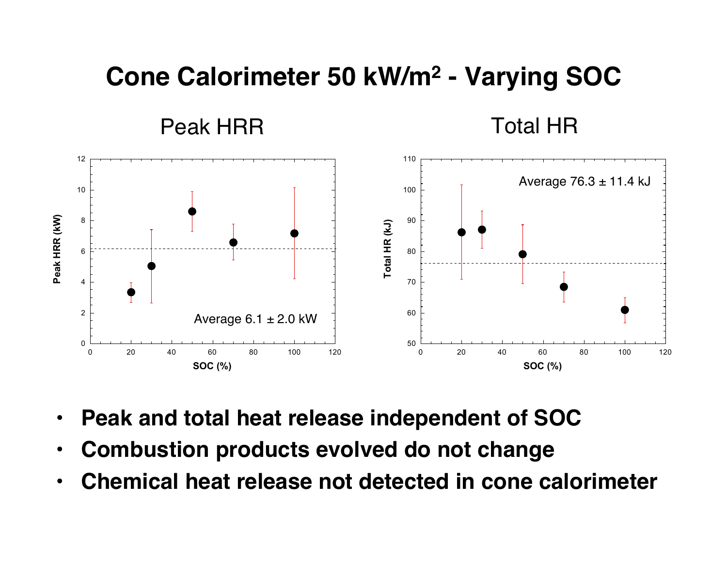# Cone Calorimeter 50 kW/m² - Varying SOC

Peak HRR

Average 6.1 ± 2.0 kW

Total HR

Average 76.3 ± 11.4 kJ

- **Peak and total heat release independent of SOC**
- **Combustion products evolved do not change**
- **Chemical heat release not detected in cone calorimeter**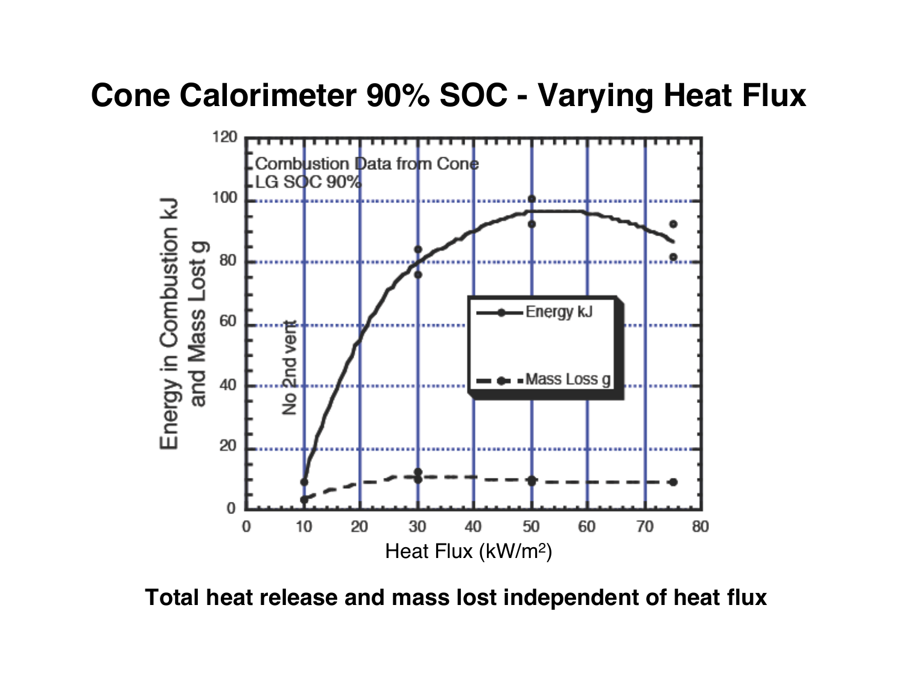# Cone Calorimeter 90% SOC - Varying Heat Flux

Combustion Data from Cone
LG SOC 90%

Energy in Combustion kJ and Mass Lost g

Heat Flux ($kW/m^2$)

No 2nd vent

Energy kJ

Mass Loss g

**Total heat release and mass lost independent of heat flux**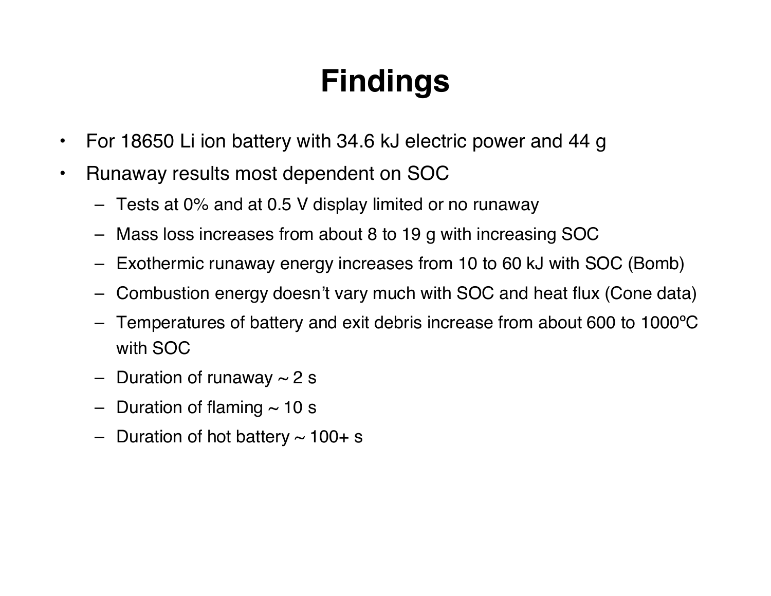# Findings

- For 18650 Li ion battery with 34.6 kJ electric power and 44 g
- Runaway results most dependent on SOC
  - Tests at 0% and at 0.5 V display limited or no runaway
  - Mass loss increases from about 8 to 19 g with increasing SOC
  - Exothermic runaway energy increases from 10 to 60 kJ with SOC (Bomb)
  - Combustion energy doesn't vary much with SOC and heat flux (Cone data)
  - Temperatures of battery and exit debris increase from about 600 to 1000ºC with SOC
  - Duration of runaway ~ 2 s
  - Duration of flaming ~ 10 s
  - Duration of hot battery ~ 100+ s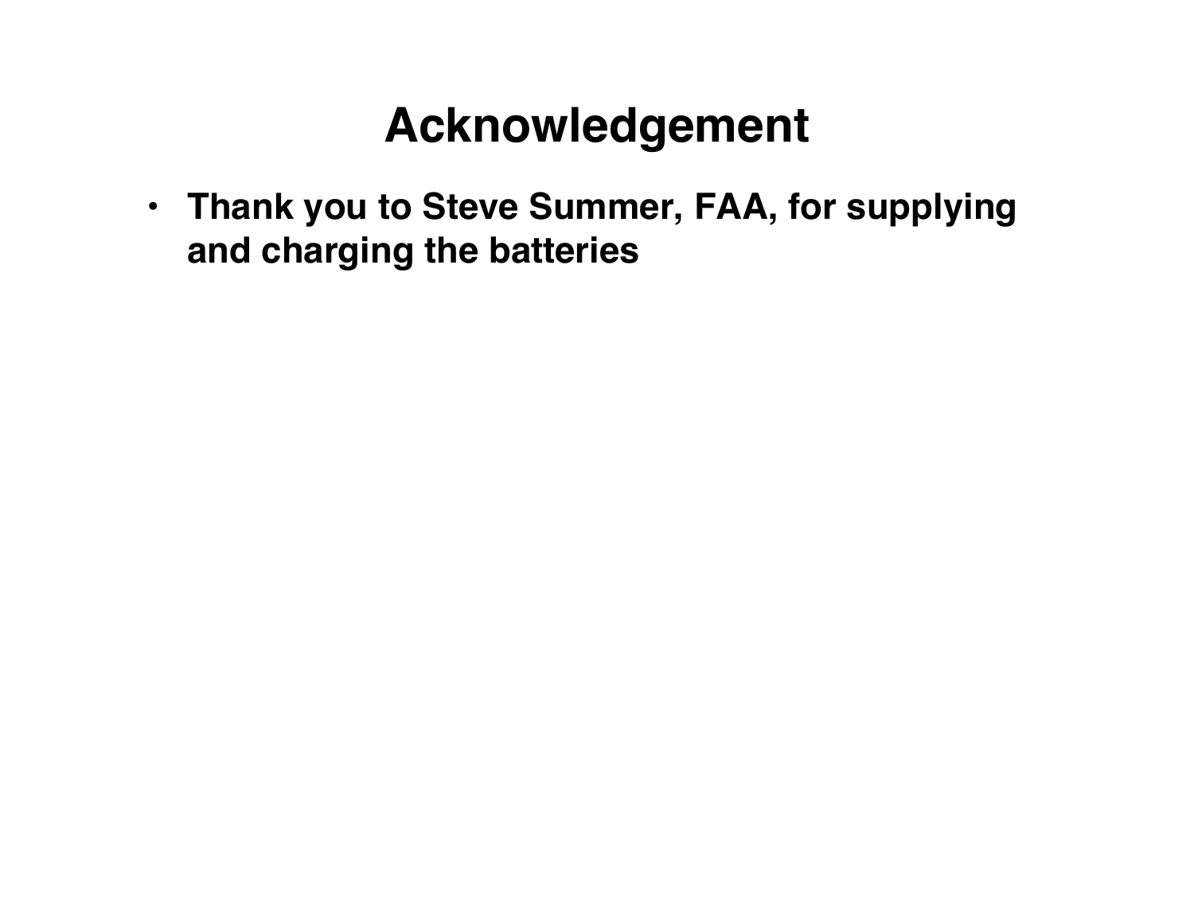# Acknowledgement

- **Thank you to Steve Summer, FAA, for supplying and charging the batteries**